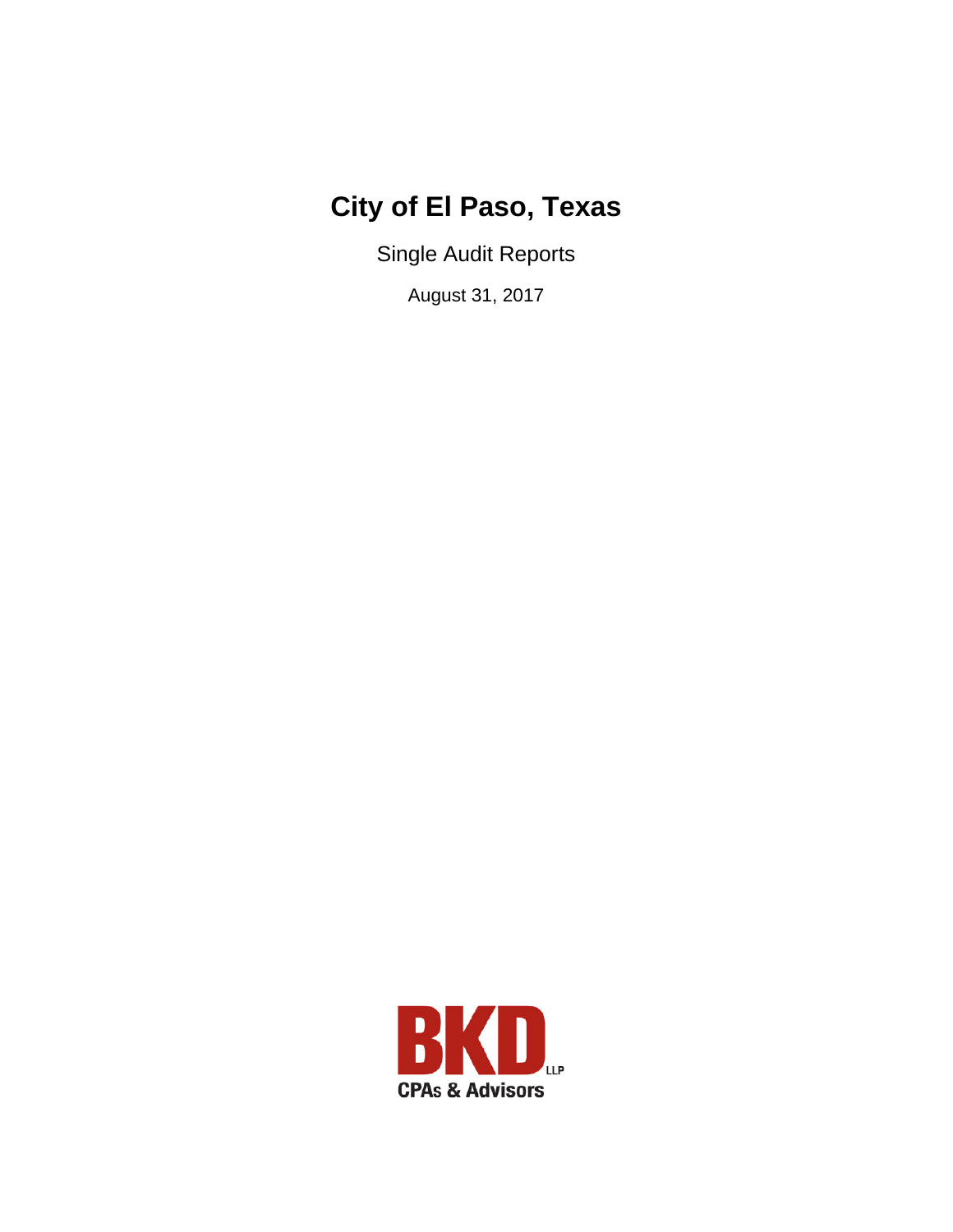# City of El Paso, Texas

Single Audit Reports

August 31, 2017

BKD LLP

CPAs & Advisors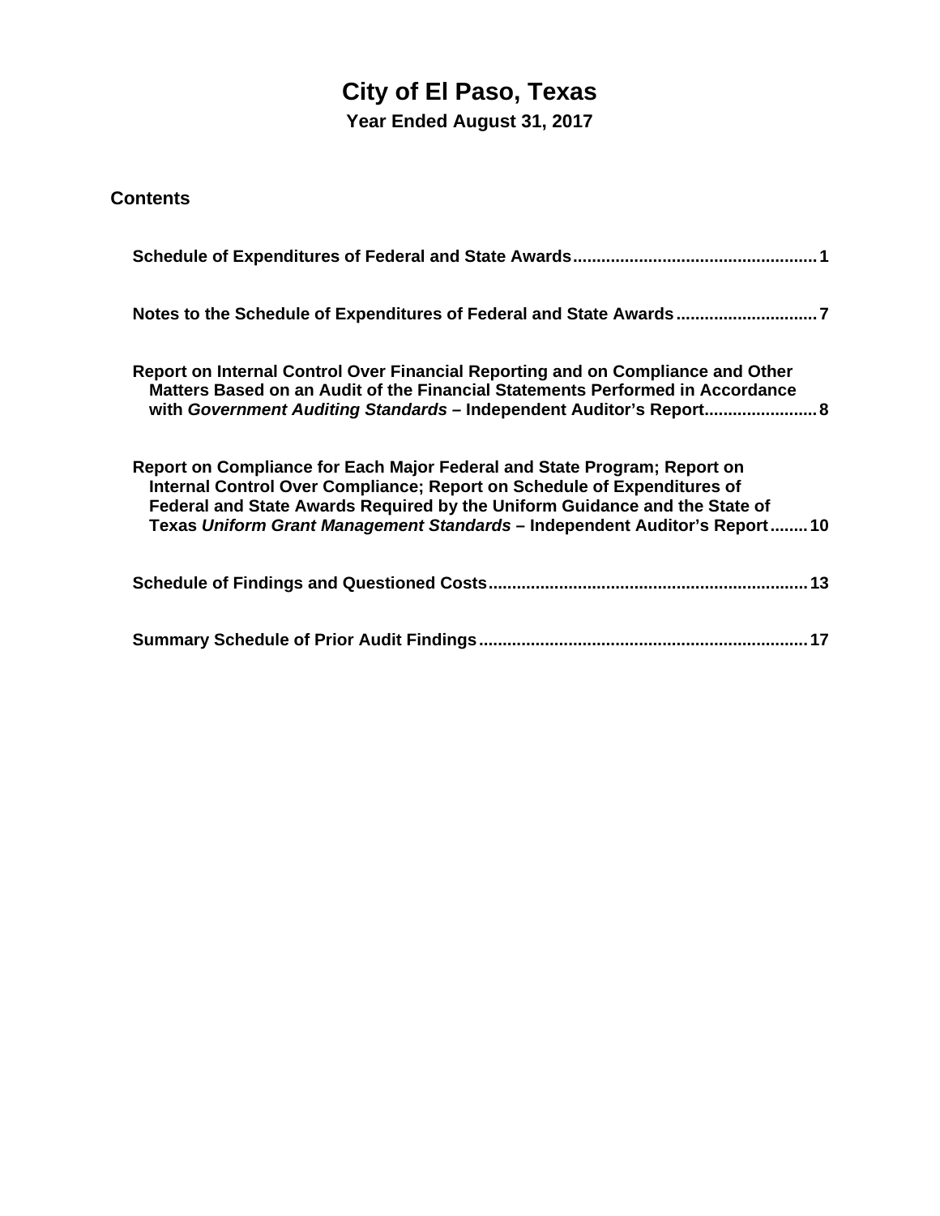# City of El Paso, Texas

**Year Ended August 31, 2017**

## Contents

| | |
|---|---|
| **Schedule of Expenditures of Federal and State Awards** | **1** |
| **Notes to the Schedule of Expenditures of Federal and State Awards** | **7** |
| **Report on Internal Control Over Financial Reporting and on Compliance and Other Matters Based on an Audit of the Financial Statements Performed in Accordance with *Government Auditing Standards* – Independent Auditor's Report** | **8** |
| **Report on Compliance for Each Major Federal and State Program; Report on Internal Control Over Compliance; Report on Schedule of Expenditures of Federal and State Awards Required by the Uniform Guidance and the State of Texas *Uniform Grant Management Standards* – Independent Auditor's Report** | **10** |
| **Schedule of Findings and Questioned Costs** | **13** |
| **Summary Schedule of Prior Audit Findings** | **17** |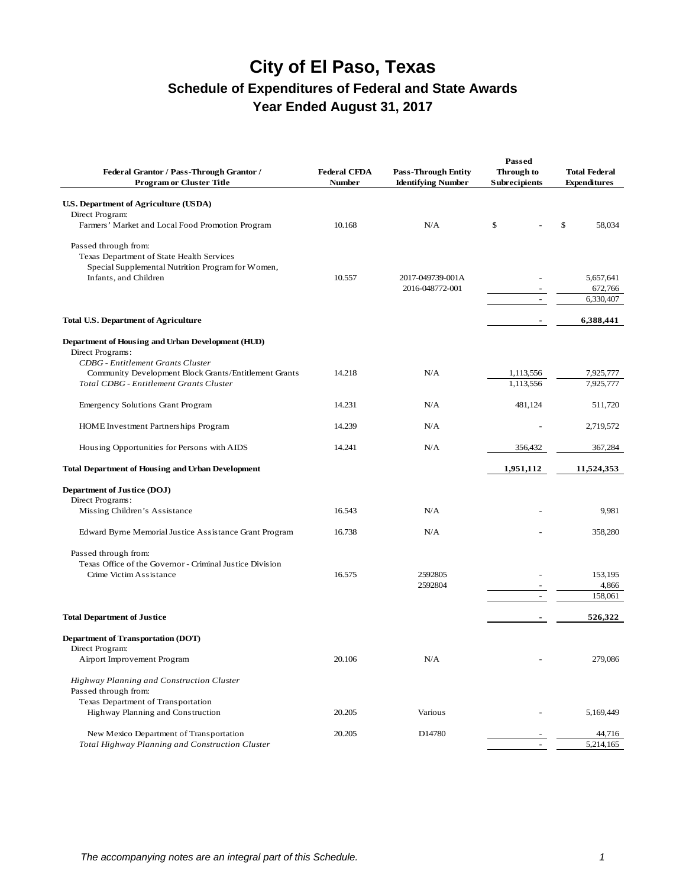# City of El Paso, Texas

## Schedule of Expenditures of Federal and State Awards

## Year Ended August 31, 2017

| Federal Grantor / Pass-Through Grantor / Program or Cluster Title | Federal CFDA Number | Pass-Through Entity Identifying Number | Passed Through to Subrecipients | Total Federal Expenditures |
|---|---|---|---|---|
| **U.S. Department of Agriculture (USDA)** | | | | |
| Direct Program: | | | | |
| Farmers' Market and Local Food Promotion Program | 10.168 | N/A | $ - | $ 58,034 |
| Passed through from: | | | | |
| Texas Department of State Health Services | | | | |
| Special Supplemental Nutrition Program for Women, Infants, and Children | 10.557 | 2017-049739-001A | - | 5,657,641 |
| | | 2016-048772-001 | - | 672,766 |
| | | | - | 6,330,407 |
| **Total U.S. Department of Agriculture** | | | **-** | **6,388,441** |
| **Department of Housing and Urban Development (HUD)** | | | | |
| Direct Programs: | | | | |
| *CDBG - Entitlement Grants Cluster* | | | | |
| Community Development Block Grants/Entitlement Grants | 14.218 | N/A | 1,113,556 | 7,925,777 |
| *Total CDBG - Entitlement Grants Cluster* | | | 1,113,556 | 7,925,777 |
| Emergency Solutions Grant Program | 14.231 | N/A | 481,124 | 511,720 |
| HOME Investment Partnerships Program | 14.239 | N/A | - | 2,719,572 |
| Housing Opportunities for Persons with AIDS | 14.241 | N/A | 356,432 | 367,284 |
| **Total Department of Housing and Urban Development** | | | **1,951,112** | **11,524,353** |
| **Department of Justice (DOJ)** | | | | |
| Direct Programs: | | | | |
| Missing Children's Assistance | 16.543 | N/A | - | 9,981 |
| Edward Byrne Memorial Justice Assistance Grant Program | 16.738 | N/A | - | 358,280 |
| Passed through from: | | | | |
| Texas Office of the Governor - Criminal Justice Division | | | | |
| Crime Victim Assistance | 16.575 | 2592805 | - | 153,195 |
| | | 2592804 | - | 4,866 |
| | | | - | 158,061 |
| **Total Department of Justice** | | | **-** | **526,322** |
| **Department of Transportation (DOT)** | | | | |
| Direct Program: | | | | |
| Airport Improvement Program | 20.106 | N/A | - | 279,086 |
| *Highway Planning and Construction Cluster* | | | | |
| Passed through from: | | | | |
| Texas Department of Transportation | | | | |
| Highway Planning and Construction | 20.205 | Various | - | 5,169,449 |
| New Mexico Department of Transportation | 20.205 | D14780 | - | 44,716 |
| *Total Highway Planning and Construction Cluster* | | | - | 5,214,165 |

*The accompanying notes are an integral part of this Schedule.*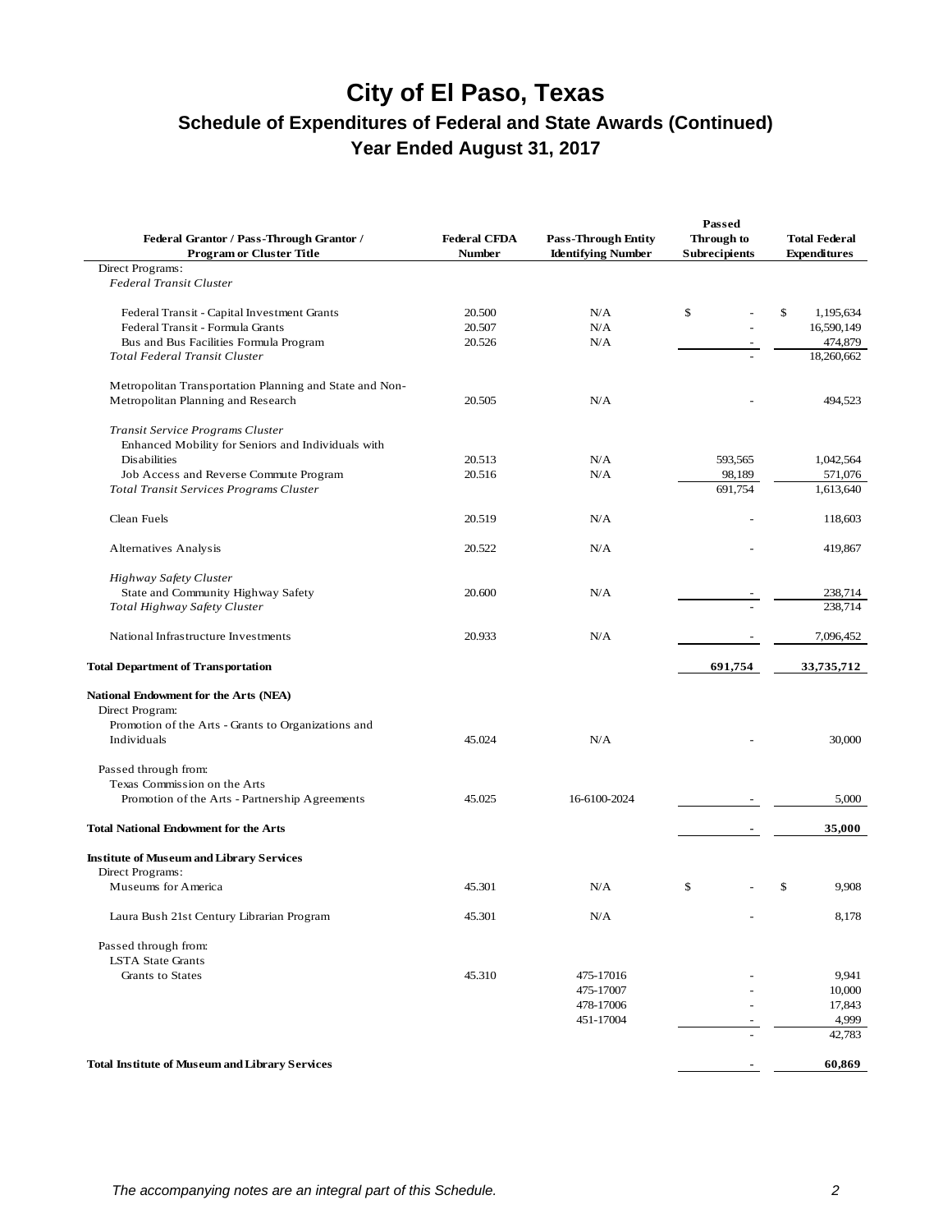# City of El Paso, Texas

## Schedule of Expenditures of Federal and State Awards (Continued)

### Year Ended August 31, 2017

| Federal Grantor / Pass-Through Grantor / Program or Cluster Title | Federal CFDA Number | Pass-Through Entity Identifying Number | Passed Through to Subrecipients | Total Federal Expenditures |
|---|---|---|---|---|
| Direct Programs: | | | | |
| *Federal Transit Cluster* | | | | |
| Federal Transit - Capital Investment Grants | 20.500 | N/A | $ - | $ 1,195,634 |
| Federal Transit - Formula Grants | 20.507 | N/A | - | 16,590,149 |
| Bus and Bus Facilities Formula Program | 20.526 | N/A | - | 474,879 |
| *Total Federal Transit Cluster* | | | - | 18,260,662 |
| Metropolitan Transportation Planning and State and Non-Metropolitan Planning and Research | 20.505 | N/A | - | 494,523 |
| *Transit Service Programs Cluster* | | | | |
| Enhanced Mobility for Seniors and Individuals with Disabilities | 20.513 | N/A | 593,565 | 1,042,564 |
| Job Access and Reverse Commute Program | 20.516 | N/A | 98,189 | 571,076 |
| *Total Transit Services Programs Cluster* | | | 691,754 | 1,613,640 |
| Clean Fuels | 20.519 | N/A | - | 118,603 |
| Alternatives Analysis | 20.522 | N/A | - | 419,867 |
| *Highway Safety Cluster* | | | | |
| State and Community Highway Safety | 20.600 | N/A | - | 238,714 |
| *Total Highway Safety Cluster* | | | - | 238,714 |
| National Infrastructure Investments | 20.933 | N/A | - | 7,096,452 |
| **Total Department of Transportation** | | | **691,754** | **33,735,712** |
| **National Endowment for the Arts (NEA)** | | | | |
| Direct Program: | | | | |
| Promotion of the Arts - Grants to Organizations and Individuals | 45.024 | N/A | - | 30,000 |
| Passed through from: | | | | |
| Texas Commission on the Arts | | | | |
| Promotion of the Arts - Partnership Agreements | 45.025 | 16-6100-2024 | - | 5,000 |
| **Total National Endowment for the Arts** | | | **-** | **35,000** |
| **Institute of Museum and Library Services** | | | | |
| Direct Programs: | | | | |
| Museums for America | 45.301 | N/A | $ - | $ 9,908 |
| Laura Bush 21st Century Librarian Program | 45.301 | N/A | - | 8,178 |
| Passed through from: | | | | |
| LSTA State Grants | | | | |
| Grants to States | 45.310 | 475-17016 | - | 9,941 |
| | | 475-17007 | - | 10,000 |
| | | 478-17006 | - | 17,843 |
| | | 451-17004 | - | 4,999 |
| | | | - | 42,783 |
| **Total Institute of Museum and Library Services** | | | **-** | **60,869** |

*The accompanying notes are an integral part of this Schedule.*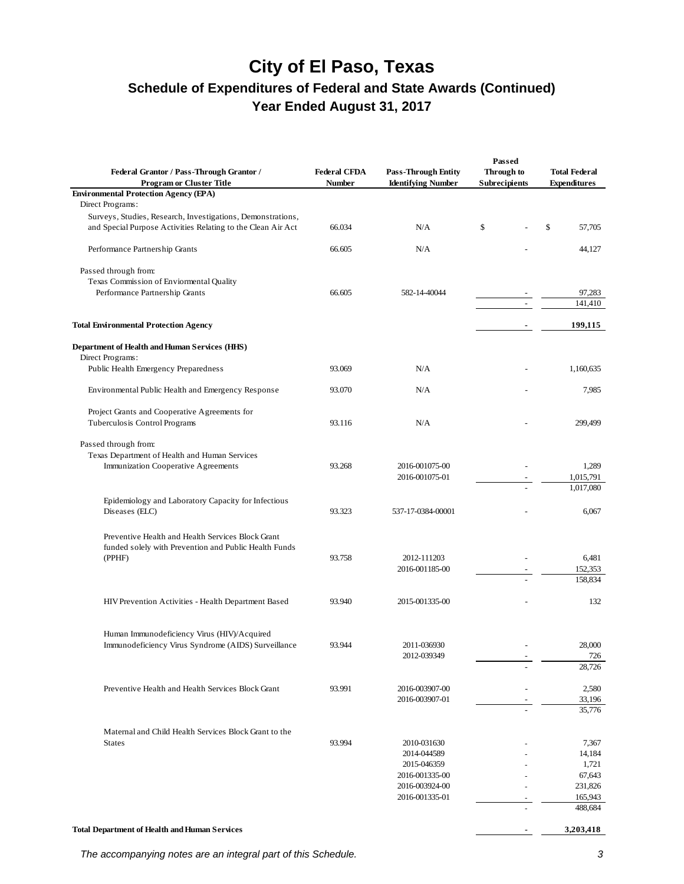# City of El Paso, Texas

## Schedule of Expenditures of Federal and State Awards (Continued)

### Year Ended August 31, 2017

| Federal Grantor / Pass-Through Grantor / Program or Cluster Title | Federal CFDA Number | Pass-Through Entity Identifying Number | Passed Through to Subrecipients | Total Federal Expenditures |
|---|---|---|---|---|
| **Environmental Protection Agency (EPA)** | | | | |
| Direct Programs: | | | | |
| Surveys, Studies, Research, Investigations, Demonstrations, and Special Purpose Activities Relating to the Clean Air Act | 66.034 | N/A | $ - | $ 57,705 |
| Performance Partnership Grants | 66.605 | N/A | - | 44,127 |
| Passed through from: | | | | |
| Texas Commission of Enviormental Quality | | | | |
| Performance Partnership Grants | 66.605 | 582-14-40044 | - | 97,283 |
| | | | - | 141,410 |
| **Total Environmental Protection Agency** | | | **-** | **199,115** |
| **Department of Health and Human Services (HHS)** | | | | |
| Direct Programs: | | | | |
| Public Health Emergency Preparedness | 93.069 | N/A | - | 1,160,635 |
| Environmental Public Health and Emergency Response | 93.070 | N/A | - | 7,985 |
| Project Grants and Cooperative Agreements for Tuberculosis Control Programs | 93.116 | N/A | - | 299,499 |
| Passed through from: | | | | |
| Texas Department of Health and Human Services | | | | |
| Immunization Cooperative Agreements | 93.268 | 2016-001075-00 | - | 1,289 |
| | | 2016-001075-01 | - | 1,015,791 |
| | | | - | 1,017,080 |
| Epidemiology and Laboratory Capacity for Infectious Diseases (ELC) | 93.323 | 537-17-0384-00001 | - | 6,067 |
| Preventive Health and Health Services Block Grant funded solely with Prevention and Public Health Funds (PPHF) | 93.758 | 2012-111203 | - | 6,481 |
| | | 2016-001185-00 | - | 152,353 |
| | | | - | 158,834 |
| HIV Prevention Activities - Health Department Based | 93.940 | 2015-001335-00 | - | 132 |
| Human Immunodeficiency Virus (HIV)/Acquired Immunodeficiency Virus Syndrome (AIDS) Surveillance | 93.944 | 2011-036930 | - | 28,000 |
| | | 2012-039349 | - | 726 |
| | | | - | 28,726 |
| Preventive Health and Health Services Block Grant | 93.991 | 2016-003907-00 | - | 2,580 |
| | | 2016-003907-01 | - | 33,196 |
| | | | - | 35,776 |
| Maternal and Child Health Services Block Grant to the States | 93.994 | 2010-031630 | - | 7,367 |
| | | 2014-044589 | - | 14,184 |
| | | 2015-046359 | - | 1,721 |
| | | 2016-001335-00 | - | 67,643 |
| | | 2016-003924-00 | - | 231,826 |
| | | 2016-001335-01 | - | 165,943 |
| | | | - | 488,684 |
| **Total Department of Health and Human Services** | | | **-** | **3,203,418** |

*The accompanying notes are an integral part of this Schedule.*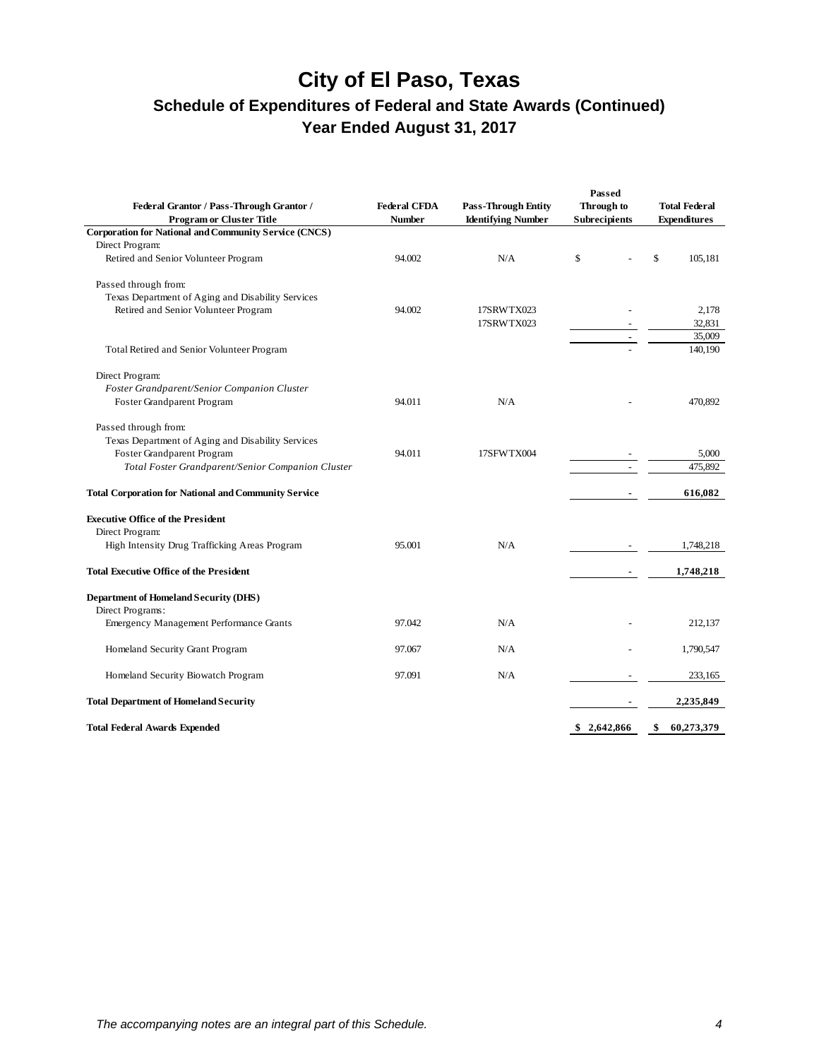# City of El Paso, Texas

## Schedule of Expenditures of Federal and State Awards (Continued)

## Year Ended August 31, 2017

| Federal Grantor / Pass-Through Grantor / Program or Cluster Title | Federal CFDA Number | Pass-Through Entity Identifying Number | Passed Through to Subrecipients | Total Federal Expenditures |
|---|---|---|---|---|
| **Corporation for National and Community Service (CNCS)** | | | | |
| Direct Program: | | | | |
| Retired and Senior Volunteer Program | 94.002 | N/A | $ - | $ 105,181 |
| | | | | |
| Passed through from: | | | | |
| Texas Department of Aging and Disability Services | | | | |
| Retired and Senior Volunteer Program | 94.002 | 17SRWTX023 | - | 2,178 |
| | | 17SRWTX023 | - | 32,831 |
| | | | - | 35,009 |
| Total Retired and Senior Volunteer Program | | | - | 140,190 |
| | | | | |
| Direct Program: | | | | |
| *Foster Grandparent/Senior Companion Cluster* | | | | |
| Foster Grandparent Program | 94.011 | N/A | - | 470,892 |
| | | | | |
| Passed through from: | | | | |
| Texas Department of Aging and Disability Services | | | | |
| Foster Grandparent Program | 94.011 | 17SFWTX004 | - | 5,000 |
| *Total Foster Grandparent/Senior Companion Cluster* | | | - | 475,892 |
| | | | | |
| **Total Corporation for National and Community Service** | | | **-** | **616,082** |
| | | | | |
| **Executive Office of the President** | | | | |
| Direct Program: | | | | |
| High Intensity Drug Trafficking Areas Program | 95.001 | N/A | - | 1,748,218 |
| | | | | |
| **Total Executive Office of the President** | | | **-** | **1,748,218** |
| | | | | |
| **Department of Homeland Security (DHS)** | | | | |
| Direct Programs: | | | | |
| Emergency Management Performance Grants | 97.042 | N/A | - | 212,137 |
| Homeland Security Grant Program | 97.067 | N/A | - | 1,790,547 |
| Homeland Security Biowatch Program | 97.091 | N/A | - | 233,165 |
| | | | | |
| **Total Department of Homeland Security** | | | **-** | **2,235,849** |
| | | | | |
| **Total Federal Awards Expended** | | | **$ 2,642,866** | **$ 60,273,379** |

*The accompanying notes are an integral part of this Schedule.*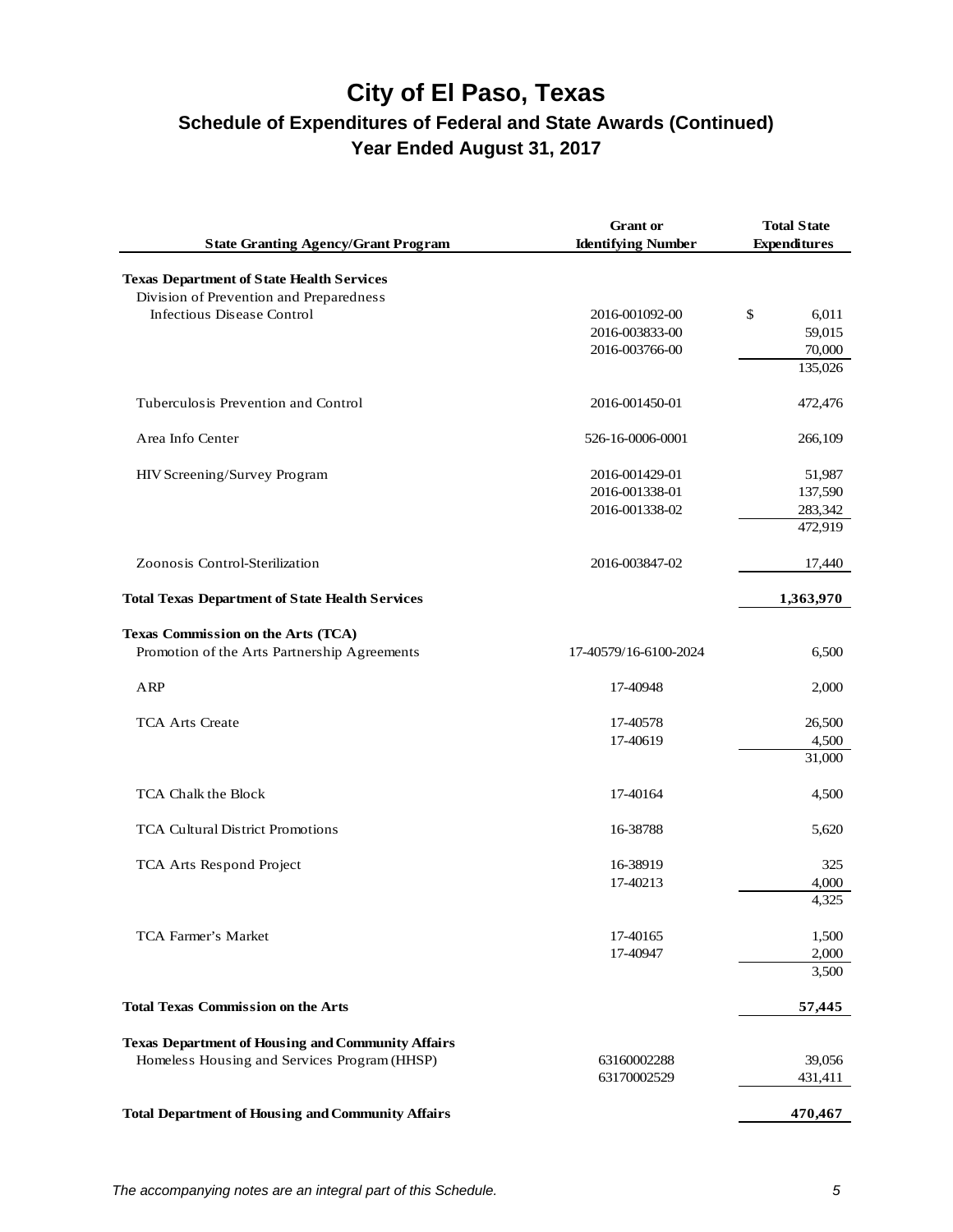# City of El Paso, Texas

## Schedule of Expenditures of Federal and State Awards (Continued)

### Year Ended August 31, 2017

| State Granting Agency/Grant Program | Grant or Identifying Number | Total State Expenditures |
|---|---|---|
| **Texas Department of State Health Services** | | |
| Division of Prevention and Preparedness | | |
| Infectious Disease Control | 2016-001092-00 | $ 6,011 |
| | 2016-003833-00 | 59,015 |
| | 2016-003766-00 | 70,000 |
| | | 135,026 |
| Tuberculosis Prevention and Control | 2016-001450-01 | 472,476 |
| Area Info Center | 526-16-0006-0001 | 266,109 |
| HIV Screening/Survey Program | 2016-001429-01 | 51,987 |
| | 2016-001338-01 | 137,590 |
| | 2016-001338-02 | 283,342 |
| | | 472,919 |
| Zoonosis Control-Sterilization | 2016-003847-02 | 17,440 |
| **Total Texas Department of State Health Services** | | **1,363,970** |
| **Texas Commission on the Arts (TCA)** | | |
| Promotion of the Arts Partnership Agreements | 17-40579/16-6100-2024 | 6,500 |
| ARP | 17-40948 | 2,000 |
| TCA Arts Create | 17-40578 | 26,500 |
| | 17-40619 | 4,500 |
| | | 31,000 |
| TCA Chalk the Block | 17-40164 | 4,500 |
| TCA Cultural District Promotions | 16-38788 | 5,620 |
| TCA Arts Respond Project | 16-38919 | 325 |
| | 17-40213 | 4,000 |
| | | 4,325 |
| TCA Farmer's Market | 17-40165 | 1,500 |
| | 17-40947 | 2,000 |
| | | 3,500 |
| **Total Texas Commission on the Arts** | | **57,445** |
| **Texas Department of Housing and Community Affairs** | | |
| Homeless Housing and Services Program (HHSP) | 63160002288 | 39,056 |
| | 63170002529 | 431,411 |
| **Total Department of Housing and Community Affairs** | | **470,467** |

*The accompanying notes are an integral part of this Schedule.*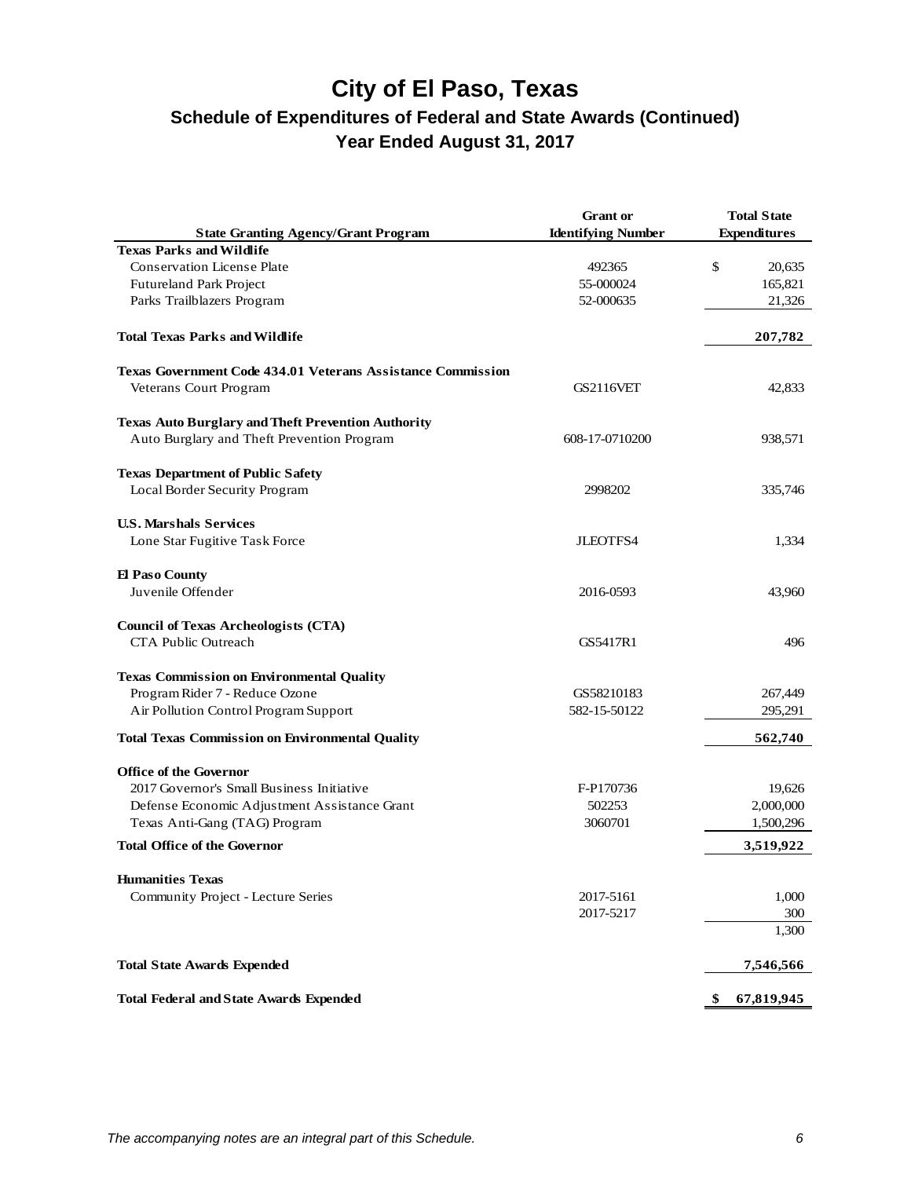# City of El Paso, Texas

## Schedule of Expenditures of Federal and State Awards (Continued)

### Year Ended August 31, 2017

| State Granting Agency/Grant Program | Grant or Identifying Number | Total State Expenditures |
|---|---|---|
| **Texas Parks and Wildlife** | | |
| Conservation License Plate | 492365 | $ 20,635 |
| Futureland Park Project | 55-000024 | 165,821 |
| Parks Trailblazers Program | 52-000635 | 21,326 |
| **Total Texas Parks and Wildlife** | | **207,782** |
| **Texas Government Code 434.01 Veterans Assistance Commission** | | |
| Veterans Court Program | GS2116VET | 42,833 |
| **Texas Auto Burglary and Theft Prevention Authority** | | |
| Auto Burglary and Theft Prevention Program | 608-17-0710200 | 938,571 |
| **Texas Department of Public Safety** | | |
| Local Border Security Program | 2998202 | 335,746 |
| **U.S. Marshals Services** | | |
| Lone Star Fugitive Task Force | JLEOTFS4 | 1,334 |
| **El Paso County** | | |
| Juvenile Offender | 2016-0593 | 43,960 |
| **Council of Texas Archeologists (CTA)** | | |
| CTA Public Outreach | GS5417R1 | 496 |
| **Texas Commission on Environmental Quality** | | |
| Program Rider 7 - Reduce Ozone | GS58210183 | 267,449 |
| Air Pollution Control Program Support | 582-15-50122 | 295,291 |
| **Total Texas Commission on Environmental Quality** | | **562,740** |
| **Office of the Governor** | | |
| 2017 Governor's Small Business Initiative | F-P170736 | 19,626 |
| Defense Economic Adjustment Assistance Grant | 502253 | 2,000,000 |
| Texas Anti-Gang (TAG) Program | 3060701 | 1,500,296 |
| **Total Office of the Governor** | | **3,519,922** |
| **Humanities Texas** | | |
| Community Project - Lecture Series | 2017-5161 | 1,000 |
| | 2017-5217 | 300 |
| | | 1,300 |
| **Total State Awards Expended** | | **7,546,566** |
| **Total Federal and State Awards Expended** | | **$ 67,819,945** |

*The accompanying notes are an integral part of this Schedule.*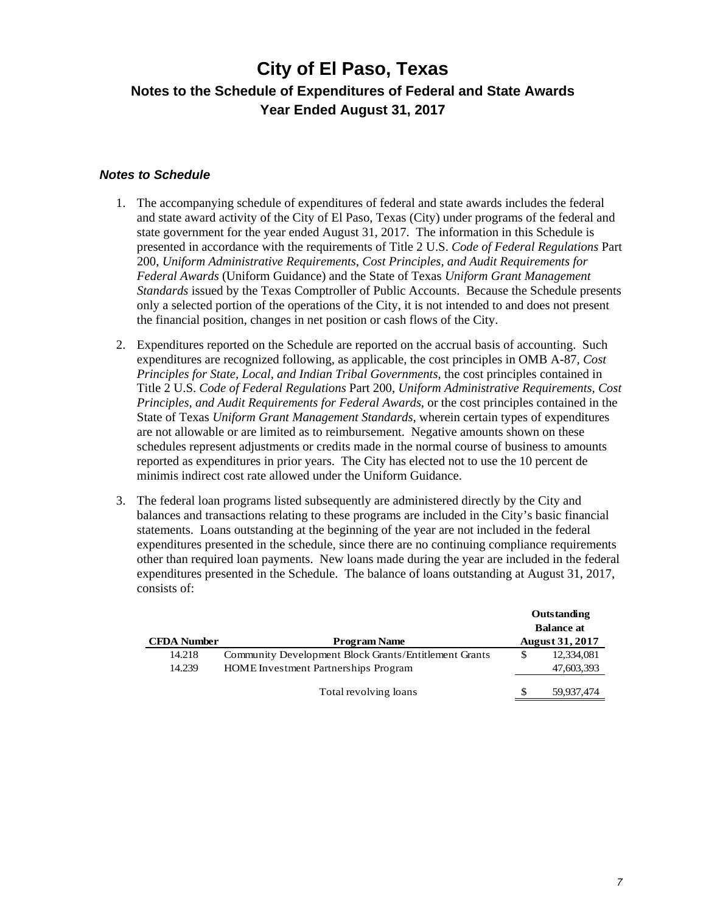# City of El Paso, Texas

## Notes to the Schedule of Expenditures of Federal and State Awards

## Year Ended August 31, 2017

### *Notes to Schedule*

1. The accompanying schedule of expenditures of federal and state awards includes the federal and state award activity of the City of El Paso, Texas (City) under programs of the federal and state government for the year ended August 31, 2017. The information in this Schedule is presented in accordance with the requirements of Title 2 U.S. *Code of Federal Regulations* Part 200, *Uniform Administrative Requirements, Cost Principles, and Audit Requirements for Federal Awards* (Uniform Guidance) and the State of Texas *Uniform Grant Management Standards* issued by the Texas Comptroller of Public Accounts. Because the Schedule presents only a selected portion of the operations of the City, it is not intended to and does not present the financial position, changes in net position or cash flows of the City.

2. Expenditures reported on the Schedule are reported on the accrual basis of accounting. Such expenditures are recognized following, as applicable, the cost principles in OMB A-87, *Cost Principles for State, Local, and Indian Tribal Governments*, the cost principles contained in Title 2 U.S. *Code of Federal Regulations* Part 200, *Uniform Administrative Requirements, Cost Principles, and Audit Requirements for Federal Awards*, or the cost principles contained in the State of Texas *Uniform Grant Management Standards*, wherein certain types of expenditures are not allowable or are limited as to reimbursement. Negative amounts shown on these schedules represent adjustments or credits made in the normal course of business to amounts reported as expenditures in prior years. The City has elected not to use the 10 percent de minimis indirect cost rate allowed under the Uniform Guidance.

3. The federal loan programs listed subsequently are administered directly by the City and balances and transactions relating to these programs are included in the City's basic financial statements. Loans outstanding at the beginning of the year are not included in the federal expenditures presented in the schedule, since there are no continuing compliance requirements other than required loan payments. New loans made during the year are included in the federal expenditures presented in the Schedule. The balance of loans outstanding at August 31, 2017, consists of:

| CFDA Number | Program Name | Outstanding Balance at August 31, 2017 |
|---|---|---|
| 14.218 | Community Development Block Grants/Entitlement Grants | $ 12,334,081 |
| 14.239 | HOME Investment Partnerships Program | 47,603,393 |
| | Total revolving loans | $ 59,937,474 |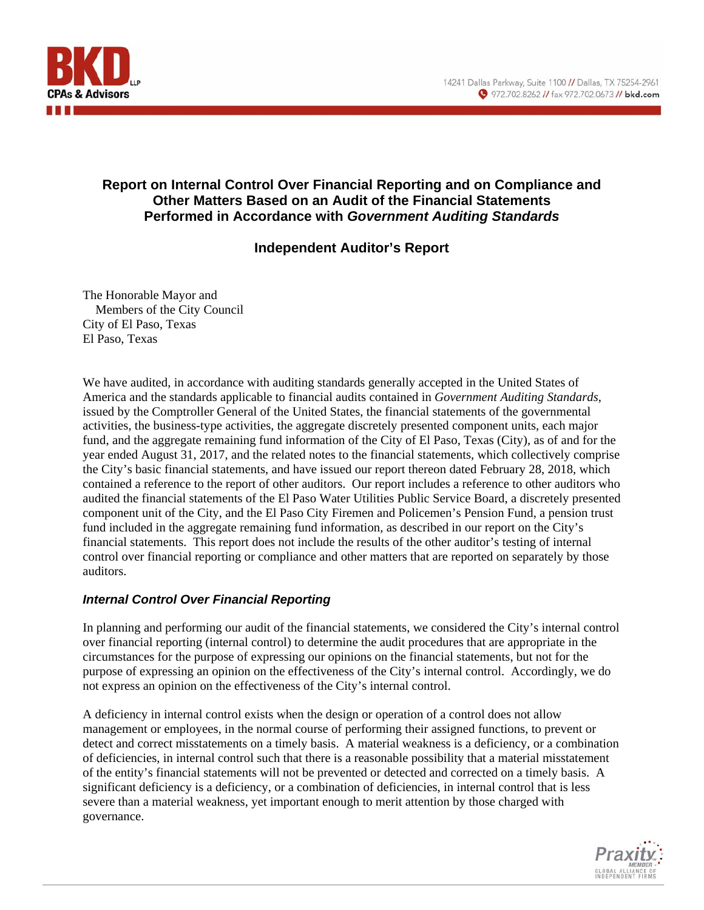## Report on Internal Control Over Financial Reporting and on Compliance and Other Matters Based on an Audit of the Financial Statements Performed in Accordance with *Government Auditing Standards*

### Independent Auditor's Report

The Honorable Mayor and
Members of the City Council
City of El Paso, Texas
El Paso, Texas

We have audited, in accordance with auditing standards generally accepted in the United States of America and the standards applicable to financial audits contained in *Government Auditing Standards*, issued by the Comptroller General of the United States, the financial statements of the governmental activities, the business-type activities, the aggregate discretely presented component units, each major fund, and the aggregate remaining fund information of the City of El Paso, Texas (City), as of and for the year ended August 31, 2017, and the related notes to the financial statements, which collectively comprise the City's basic financial statements, and have issued our report thereon dated February 28, 2018, which contained a reference to the report of other auditors. Our report includes a reference to other auditors who audited the financial statements of the El Paso Water Utilities Public Service Board, a discretely presented component unit of the City, and the El Paso City Firemen and Policemen's Pension Fund, a pension trust fund included in the aggregate remaining fund information, as described in our report on the City's financial statements. This report does not include the results of the other auditor's testing of internal control over financial reporting or compliance and other matters that are reported on separately by those auditors.

### *Internal Control Over Financial Reporting*

In planning and performing our audit of the financial statements, we considered the City's internal control over financial reporting (internal control) to determine the audit procedures that are appropriate in the circumstances for the purpose of expressing our opinions on the financial statements, but not for the purpose of expressing an opinion on the effectiveness of the City's internal control. Accordingly, we do not express an opinion on the effectiveness of the City's internal control.

A deficiency in internal control exists when the design or operation of a control does not allow management or employees, in the normal course of performing their assigned functions, to prevent or detect and correct misstatements on a timely basis. A material weakness is a deficiency, or a combination of deficiencies, in internal control such that there is a reasonable possibility that a material misstatement of the entity's financial statements will not be prevented or detected and corrected on a timely basis. A significant deficiency is a deficiency, or a combination of deficiencies, in internal control that is less severe than a material weakness, yet important enough to merit attention by those charged with governance.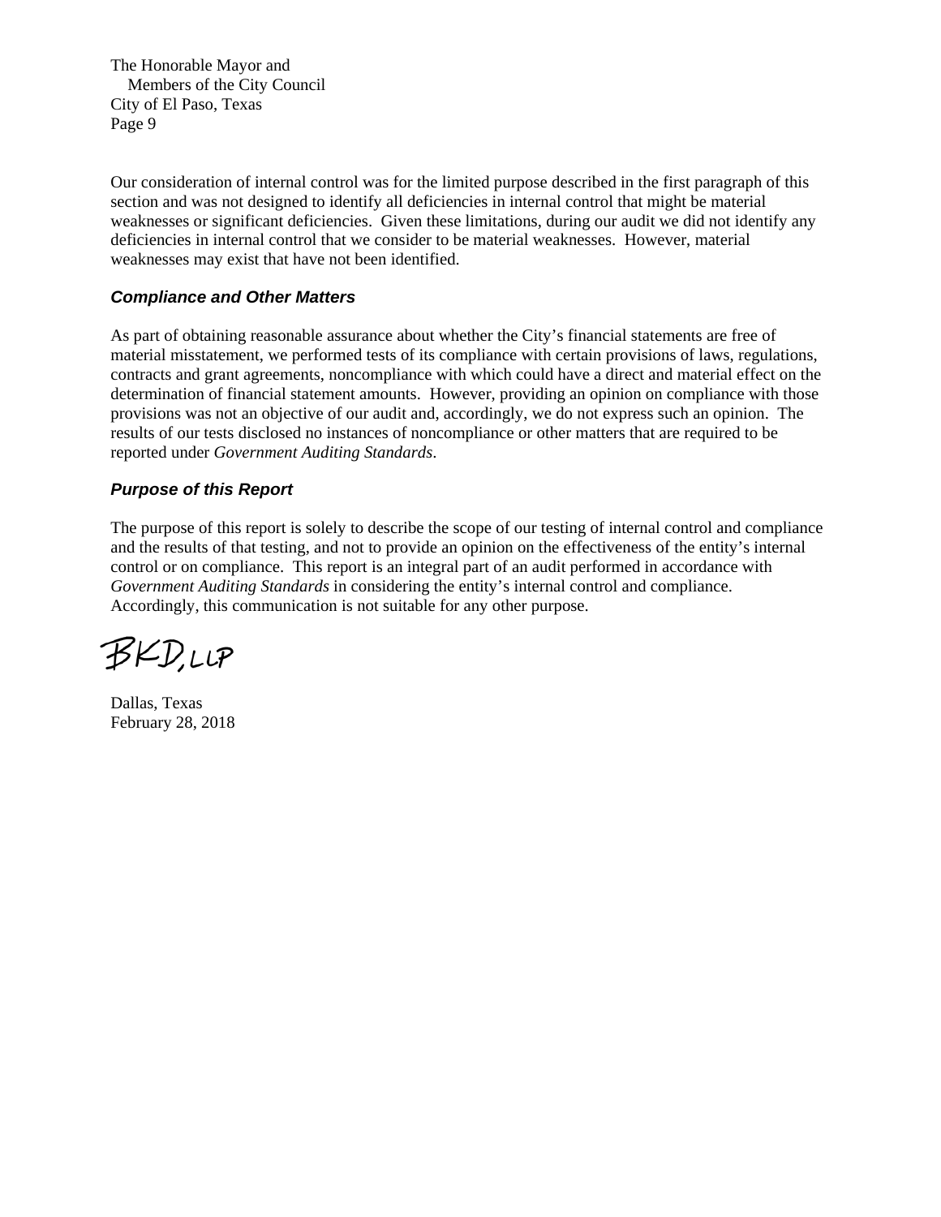The Honorable Mayor and
Members of the City Council
City of El Paso, Texas

Our consideration of internal control was for the limited purpose described in the first paragraph of this section and was not designed to identify all deficiencies in internal control that might be material weaknesses or significant deficiencies. Given these limitations, during our audit we did not identify any deficiencies in internal control that we consider to be material weaknesses. However, material weaknesses may exist that have not been identified.

### *Compliance and Other Matters*

As part of obtaining reasonable assurance about whether the City's financial statements are free of material misstatement, we performed tests of its compliance with certain provisions of laws, regulations, contracts and grant agreements, noncompliance with which could have a direct and material effect on the determination of financial statement amounts. However, providing an opinion on compliance with those provisions was not an objective of our audit and, accordingly, we do not express such an opinion. The results of our tests disclosed no instances of noncompliance or other matters that are required to be reported under *Government Auditing Standards*.

### *Purpose of this Report*

The purpose of this report is solely to describe the scope of our testing of internal control and compliance and the results of that testing, and not to provide an opinion on the effectiveness of the entity's internal control or on compliance. This report is an integral part of an audit performed in accordance with *Government Auditing Standards* in considering the entity's internal control and compliance. Accordingly, this communication is not suitable for any other purpose.

BKD, LLP

Dallas, Texas
February 28, 2018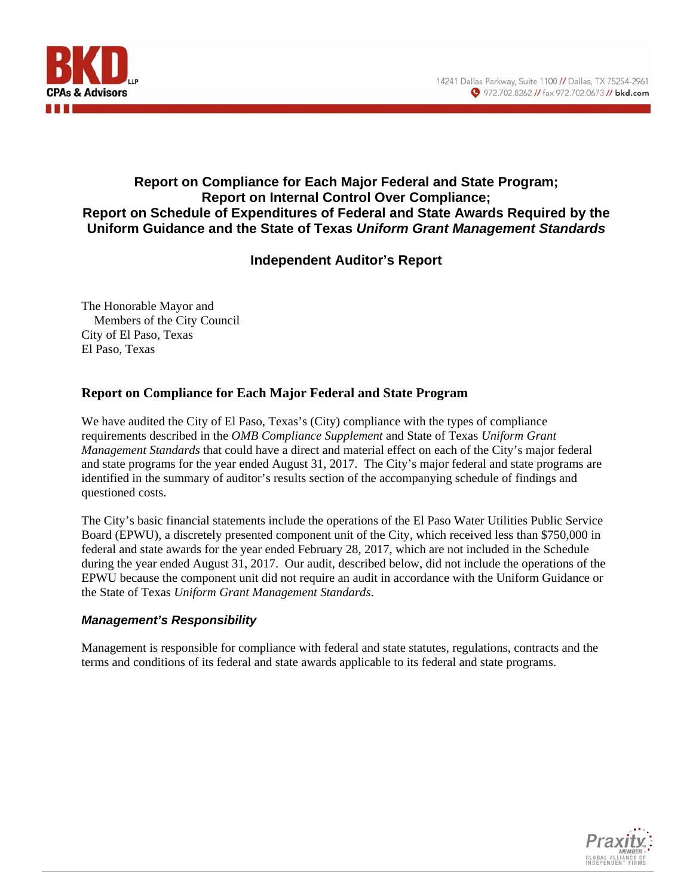# Report on Compliance for Each Major Federal and State Program; Report on Internal Control Over Compliance; Report on Schedule of Expenditures of Federal and State Awards Required by the Uniform Guidance and the State of Texas *Uniform Grant Management Standards*

## Independent Auditor's Report

The Honorable Mayor and
Members of the City Council
City of El Paso, Texas
El Paso, Texas

### Report on Compliance for Each Major Federal and State Program

We have audited the City of El Paso, Texas's (City) compliance with the types of compliance requirements described in the *OMB Compliance Supplement* and State of Texas *Uniform Grant Management Standards* that could have a direct and material effect on each of the City's major federal and state programs for the year ended August 31, 2017. The City's major federal and state programs are identified in the summary of auditor's results section of the accompanying schedule of findings and questioned costs.

The City's basic financial statements include the operations of the El Paso Water Utilities Public Service Board (EPWU), a discretely presented component unit of the City, which received less than $750,000 in federal and state awards for the year ended February 28, 2017, which are not included in the Schedule during the year ended August 31, 2017. Our audit, described below, did not include the operations of the EPWU because the component unit did not require an audit in accordance with the Uniform Guidance or the State of Texas *Uniform Grant Management Standards*.

#### *Management's Responsibility*

Management is responsible for compliance with federal and state statutes, regulations, contracts and the terms and conditions of its federal and state awards applicable to its federal and state programs.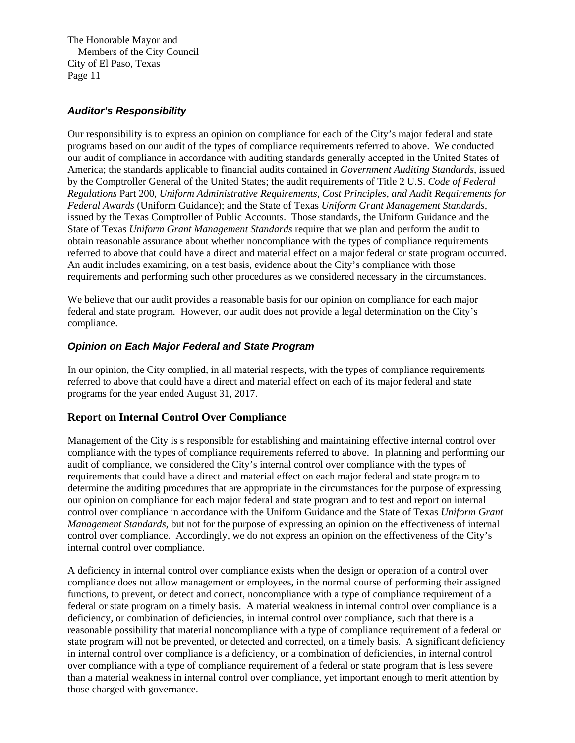The Honorable Mayor and
Members of the City Council
City of El Paso, Texas

### *Auditor's Responsibility*

Our responsibility is to express an opinion on compliance for each of the City's major federal and state programs based on our audit of the types of compliance requirements referred to above. We conducted our audit of compliance in accordance with auditing standards generally accepted in the United States of America; the standards applicable to financial audits contained in *Government Auditing Standards*, issued by the Comptroller General of the United States; the audit requirements of Title 2 U.S. *Code of Federal Regulations* Part 200, *Uniform Administrative Requirements, Cost Principles, and Audit Requirements for Federal Awards* (Uniform Guidance); and the State of Texas *Uniform Grant Management Standards*, issued by the Texas Comptroller of Public Accounts. Those standards, the Uniform Guidance and the State of Texas *Uniform Grant Management Standards* require that we plan and perform the audit to obtain reasonable assurance about whether noncompliance with the types of compliance requirements referred to above that could have a direct and material effect on a major federal or state program occurred. An audit includes examining, on a test basis, evidence about the City's compliance with those requirements and performing such other procedures as we considered necessary in the circumstances.

We believe that our audit provides a reasonable basis for our opinion on compliance for each major federal and state program. However, our audit does not provide a legal determination on the City's compliance.

### *Opinion on Each Major Federal and State Program*

In our opinion, the City complied, in all material respects, with the types of compliance requirements referred to above that could have a direct and material effect on each of its major federal and state programs for the year ended August 31, 2017.

## Report on Internal Control Over Compliance

Management of the City is s responsible for establishing and maintaining effective internal control over compliance with the types of compliance requirements referred to above. In planning and performing our audit of compliance, we considered the City's internal control over compliance with the types of requirements that could have a direct and material effect on each major federal and state program to determine the auditing procedures that are appropriate in the circumstances for the purpose of expressing our opinion on compliance for each major federal and state program and to test and report on internal control over compliance in accordance with the Uniform Guidance and the State of Texas *Uniform Grant Management Standards*, but not for the purpose of expressing an opinion on the effectiveness of internal control over compliance. Accordingly, we do not express an opinion on the effectiveness of the City's internal control over compliance.

A deficiency in internal control over compliance exists when the design or operation of a control over compliance does not allow management or employees, in the normal course of performing their assigned functions, to prevent, or detect and correct, noncompliance with a type of compliance requirement of a federal or state program on a timely basis. A material weakness in internal control over compliance is a deficiency, or combination of deficiencies, in internal control over compliance, such that there is a reasonable possibility that material noncompliance with a type of compliance requirement of a federal or state program will not be prevented, or detected and corrected, on a timely basis. A significant deficiency in internal control over compliance is a deficiency, or a combination of deficiencies, in internal control over compliance with a type of compliance requirement of a federal or state program that is less severe than a material weakness in internal control over compliance, yet important enough to merit attention by those charged with governance.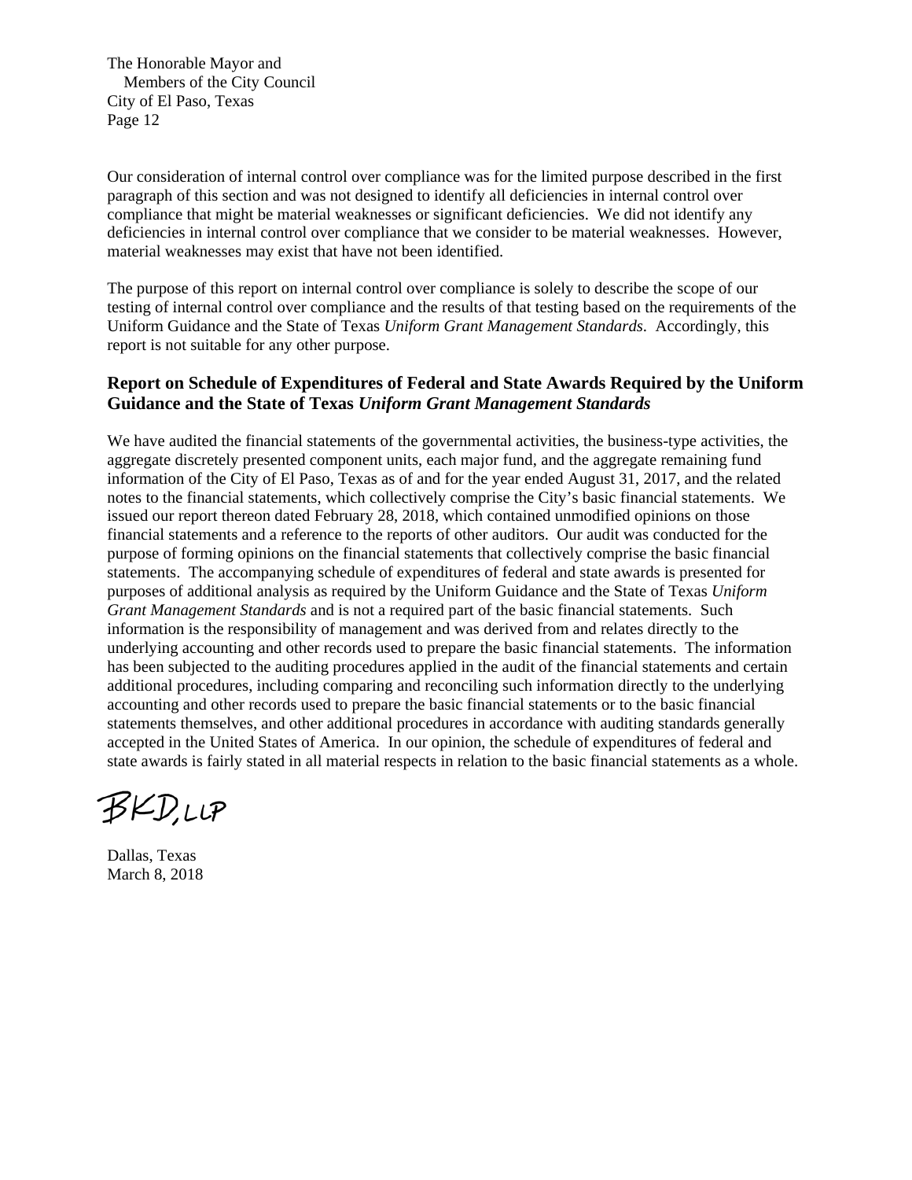Our consideration of internal control over compliance was for the limited purpose described in the first paragraph of this section and was not designed to identify all deficiencies in internal control over compliance that might be material weaknesses or significant deficiencies. We did not identify any deficiencies in internal control over compliance that we consider to be material weaknesses. However, material weaknesses may exist that have not been identified.

The purpose of this report on internal control over compliance is solely to describe the scope of our testing of internal control over compliance and the results of that testing based on the requirements of the Uniform Guidance and the State of Texas *Uniform Grant Management Standards*. Accordingly, this report is not suitable for any other purpose.

### Report on Schedule of Expenditures of Federal and State Awards Required by the Uniform Guidance and the State of Texas *Uniform Grant Management Standards*

We have audited the financial statements of the governmental activities, the business-type activities, the aggregate discretely presented component units, each major fund, and the aggregate remaining fund information of the City of El Paso, Texas as of and for the year ended August 31, 2017, and the related notes to the financial statements, which collectively comprise the City's basic financial statements. We issued our report thereon dated February 28, 2018, which contained unmodified opinions on those financial statements and a reference to the reports of other auditors. Our audit was conducted for the purpose of forming opinions on the financial statements that collectively comprise the basic financial statements. The accompanying schedule of expenditures of federal and state awards is presented for purposes of additional analysis as required by the Uniform Guidance and the State of Texas *Uniform Grant Management Standards* and is not a required part of the basic financial statements. Such information is the responsibility of management and was derived from and relates directly to the underlying accounting and other records used to prepare the basic financial statements. The information has been subjected to the auditing procedures applied in the audit of the financial statements and certain additional procedures, including comparing and reconciling such information directly to the underlying accounting and other records used to prepare the basic financial statements or to the basic financial statements themselves, and other additional procedures in accordance with auditing standards generally accepted in the United States of America. In our opinion, the schedule of expenditures of federal and state awards is fairly stated in all material respects in relation to the basic financial statements as a whole.

BKD, LLP

Dallas, Texas
March 8, 2018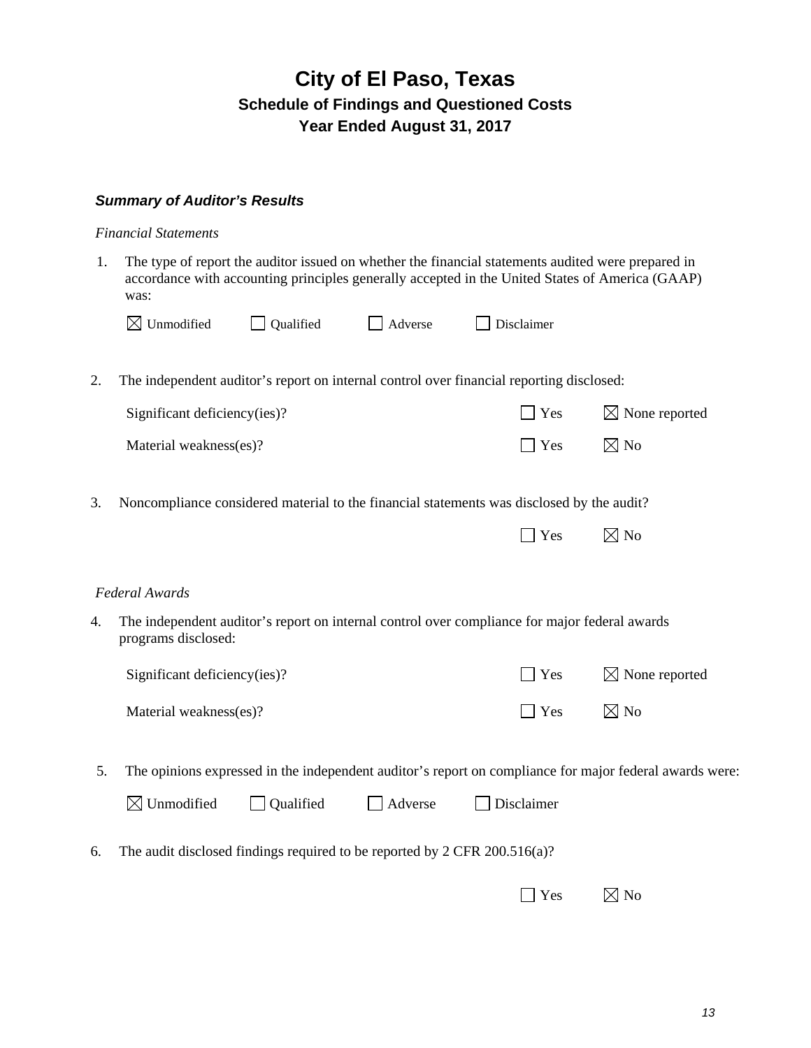# City of El Paso, Texas

## Schedule of Findings and Questioned Costs

## Year Ended August 31, 2017

### *Summary of Auditor's Results*

*Financial Statements*

1. The type of report the auditor issued on whether the financial statements audited were prepared in accordance with accounting principles generally accepted in the United States of America (GAAP) was:

   ☒ Unmodified ☐ Qualified ☐ Adverse ☐ Disclaimer

2. The independent auditor's report on internal control over financial reporting disclosed:

   | | | |
   |---|---|---|
   | Significant deficiency(ies)? | ☐ Yes | ☒ None reported |
   | Material weakness(es)? | ☐ Yes | ☒ No |

3. Noncompliance considered material to the financial statements was disclosed by the audit?

   ☐ Yes ☒ No

*Federal Awards*

4. The independent auditor's report on internal control over compliance for major federal awards programs disclosed:

   | | | |
   |---|---|---|
   | Significant deficiency(ies)? | ☐ Yes | ☒ None reported |
   | Material weakness(es)? | ☐ Yes | ☒ No |

5. The opinions expressed in the independent auditor's report on compliance for major federal awards were:

   ☒ Unmodified ☐ Qualified ☐ Adverse ☐ Disclaimer

6. The audit disclosed findings required to be reported by 2 CFR 200.516(a)?

   ☐ Yes ☒ No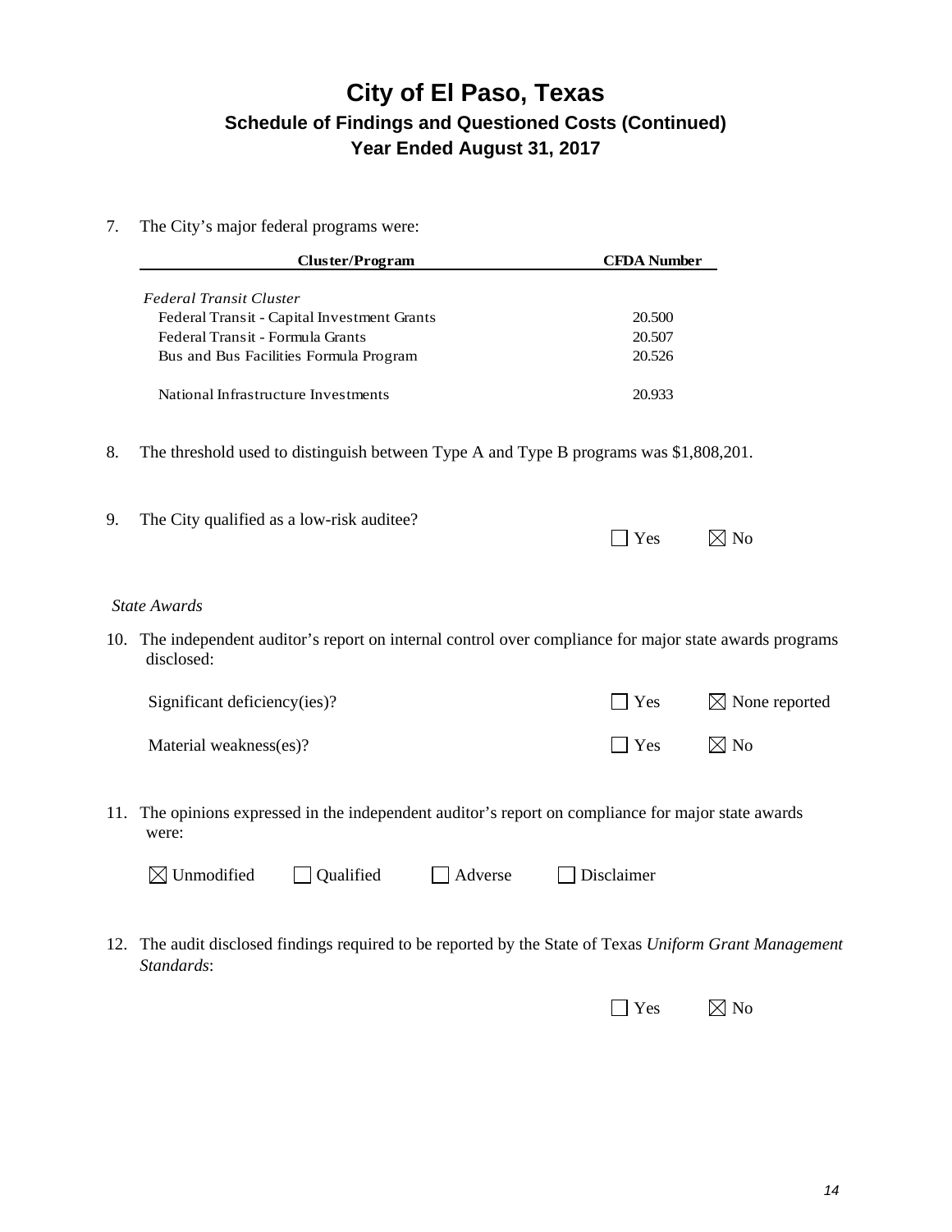# City of El Paso, Texas

## Schedule of Findings and Questioned Costs (Continued)

## Year Ended August 31, 2017

7. The City's major federal programs were:

| Cluster/Program | CFDA Number |
|---|---|
| *Federal Transit Cluster* | |
| Federal Transit - Capital Investment Grants | 20.500 |
| Federal Transit - Formula Grants | 20.507 |
| Bus and Bus Facilities Formula Program | 20.526 |
| | |
| National Infrastructure Investments | 20.933 |

8. The threshold used to distinguish between Type A and Type B programs was $1,808,201.

9. The City qualified as a low-risk auditee? ☐ Yes ☒ No

*State Awards*

10. The independent auditor's report on internal control over compliance for major state awards programs disclosed:

    Significant deficiency(ies)? ☐ Yes ☒ None reported

    Material weakness(es)? ☐ Yes ☒ No

11. The opinions expressed in the independent auditor's report on compliance for major state awards were:

    ☒ Unmodified ☐ Qualified ☐ Adverse ☐ Disclaimer

12. The audit disclosed findings required to be reported by the State of Texas *Uniform Grant Management Standards*:

    ☐ Yes ☒ No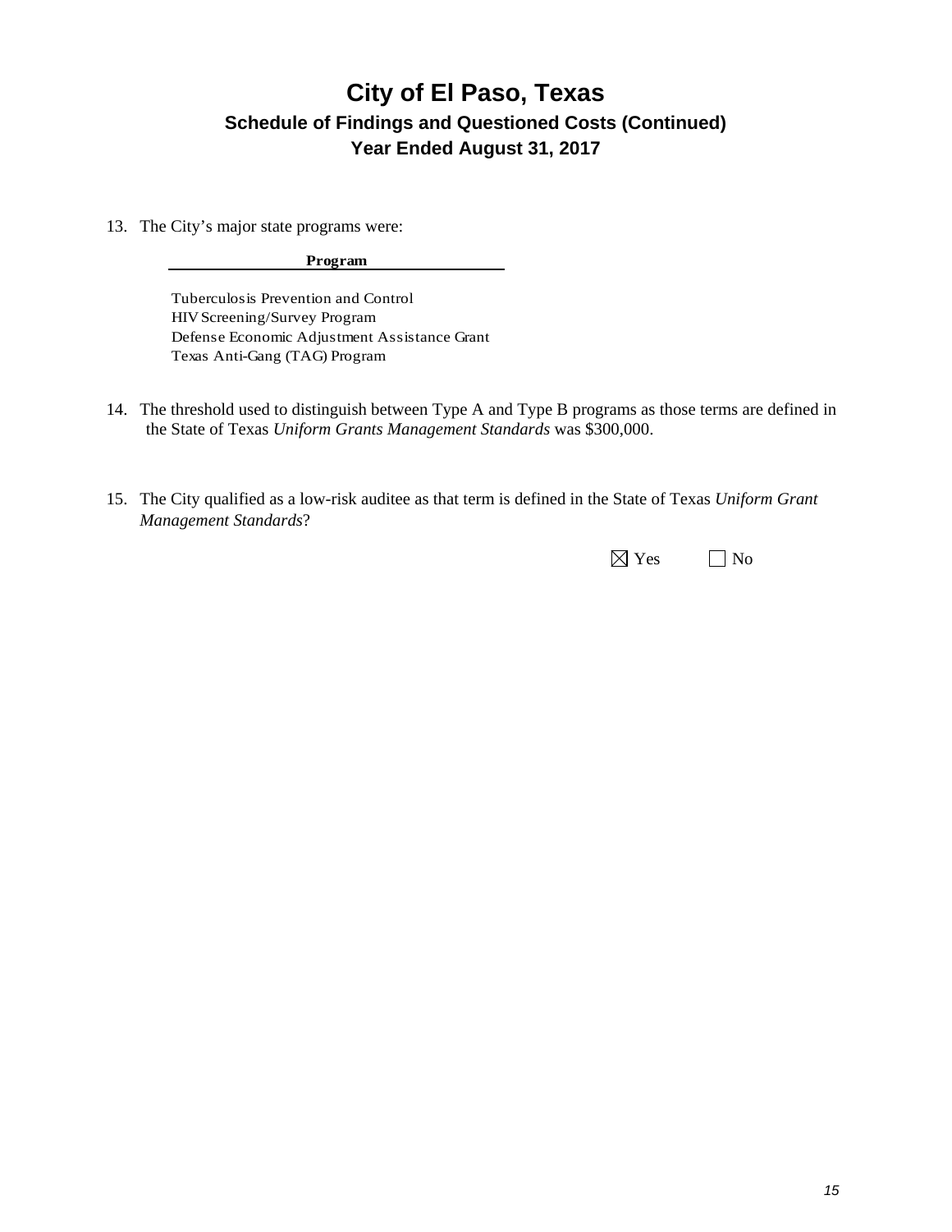# City of El Paso, Texas

## Schedule of Findings and Questioned Costs (Continued)

## Year Ended August 31, 2017

13. The City's major state programs were:

| Program |
|---|
| Tuberculosis Prevention and Control |
| HIV Screening/Survey Program |
| Defense Economic Adjustment Assistance Grant |
| Texas Anti-Gang (TAG) Program |

14. The threshold used to distinguish between Type A and Type B programs as those terms are defined in the State of Texas *Uniform Grants Management Standards* was $300,000.

15. The City qualified as a low-risk auditee as that term is defined in the State of Texas *Uniform Grant Management Standards*?

☒ Yes ☐ No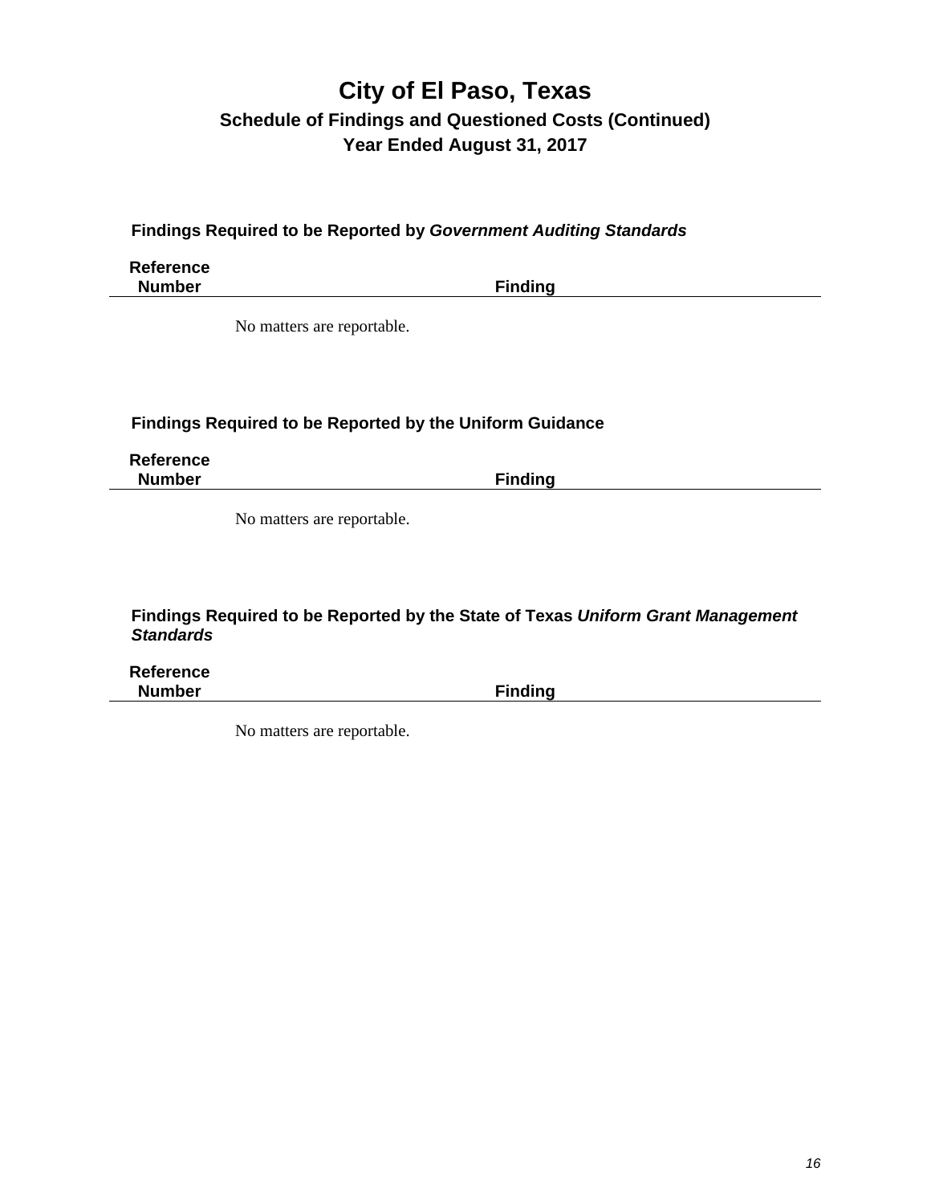# City of El Paso, Texas

## Schedule of Findings and Questioned Costs (Continued)

## Year Ended August 31, 2017

### Findings Required to be Reported by *Government Auditing Standards*

| Reference Number | Finding |
|---|---|
| | No matters are reportable. |

### Findings Required to be Reported by the Uniform Guidance

| Reference Number | Finding |
|---|---|
| | No matters are reportable. |

### Findings Required to be Reported by the State of Texas *Uniform Grant Management Standards*

| Reference Number | Finding |
|---|---|
| | No matters are reportable. |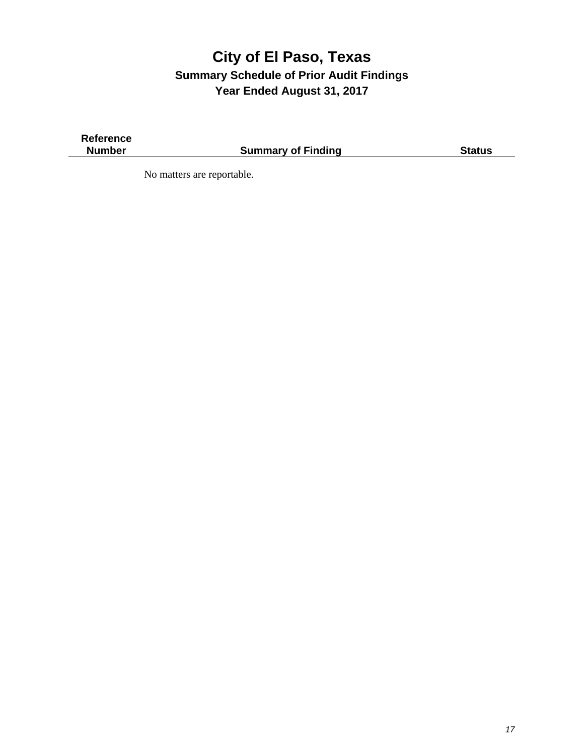# City of El Paso, Texas

## Summary Schedule of Prior Audit Findings

## Year Ended August 31, 2017

| Reference Number | Summary of Finding | Status |
|---|---|---|
| | No matters are reportable. | |